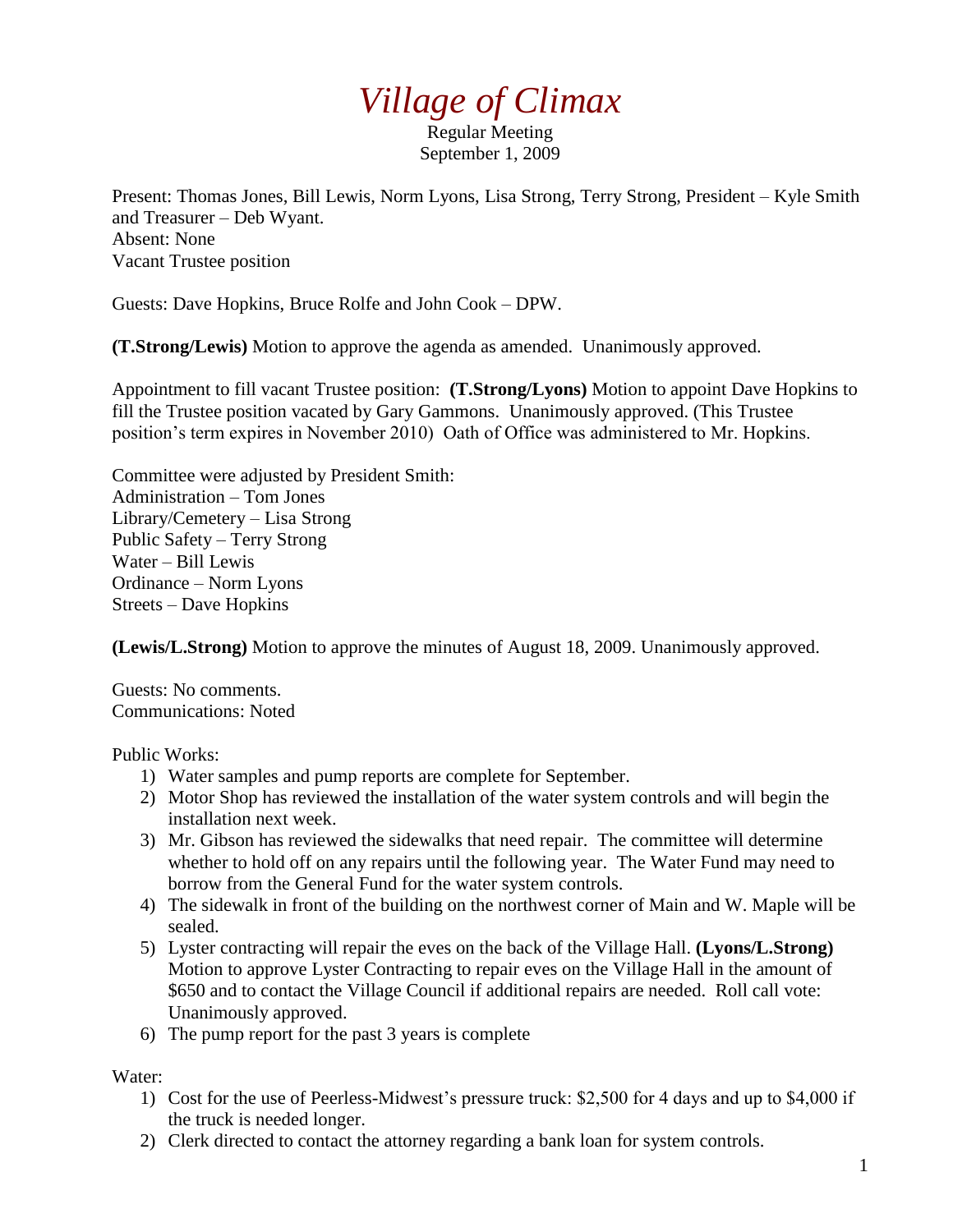# *Village of Climax*

Regular Meeting
September 1, 2009

Present: Thomas Jones, Bill Lewis, Norm Lyons, Lisa Strong, Terry Strong, President – Kyle Smith and Treasurer – Deb Wyant.
Absent: None
Vacant Trustee position

Guests: Dave Hopkins, Bruce Rolfe and John Cook – DPW.

**(T.Strong/Lewis)** Motion to approve the agenda as amended. Unanimously approved.

Appointment to fill vacant Trustee position: **(T.Strong/Lyons)** Motion to appoint Dave Hopkins to fill the Trustee position vacated by Gary Gammons. Unanimously approved. (This Trustee position's term expires in November 2010) Oath of Office was administered to Mr. Hopkins.

Committee were adjusted by President Smith:
Administration – Tom Jones
Library/Cemetery – Lisa Strong
Public Safety – Terry Strong
Water – Bill Lewis
Ordinance – Norm Lyons
Streets – Dave Hopkins

**(Lewis/L.Strong)** Motion to approve the minutes of August 18, 2009. Unanimously approved.

Guests: No comments.
Communications: Noted

Public Works:

1) Water samples and pump reports are complete for September.
2) Motor Shop has reviewed the installation of the water system controls and will begin the installation next week.
3) Mr. Gibson has reviewed the sidewalks that need repair. The committee will determine whether to hold off on any repairs until the following year. The Water Fund may need to borrow from the General Fund for the water system controls.
4) The sidewalk in front of the building on the northwest corner of Main and W. Maple will be sealed.
5) Lyster contracting will repair the eves on the back of the Village Hall. **(Lyons/L.Strong)** Motion to approve Lyster Contracting to repair eves on the Village Hall in the amount of $650 and to contact the Village Council if additional repairs are needed. Roll call vote: Unanimously approved.
6) The pump report for the past 3 years is complete

Water:

1) Cost for the use of Peerless-Midwest's pressure truck: $2,500 for 4 days and up to $4,000 if the truck is needed longer.
2) Clerk directed to contact the attorney regarding a bank loan for system controls.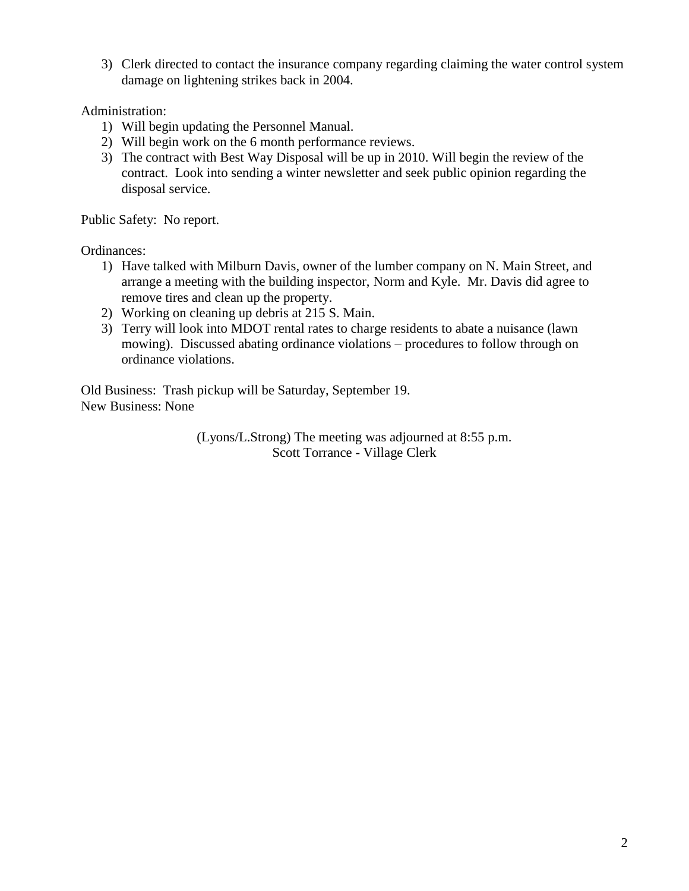3) Clerk directed to contact the insurance company regarding claiming the water control system damage on lightening strikes back in 2004.

Administration:

1) Will begin updating the Personnel Manual.
2) Will begin work on the 6 month performance reviews.
3) The contract with Best Way Disposal will be up in 2010. Will begin the review of the contract. Look into sending a winter newsletter and seek public opinion regarding the disposal service.

Public Safety: No report.

Ordinances:

1) Have talked with Milburn Davis, owner of the lumber company on N. Main Street, and arrange a meeting with the building inspector, Norm and Kyle. Mr. Davis did agree to remove tires and clean up the property.
2) Working on cleaning up debris at 215 S. Main.
3) Terry will look into MDOT rental rates to charge residents to abate a nuisance (lawn mowing). Discussed abating ordinance violations – procedures to follow through on ordinance violations.

Old Business: Trash pickup will be Saturday, September 19.
New Business: None

(Lyons/L.Strong) The meeting was adjourned at 8:55 p.m.
Scott Torrance - Village Clerk